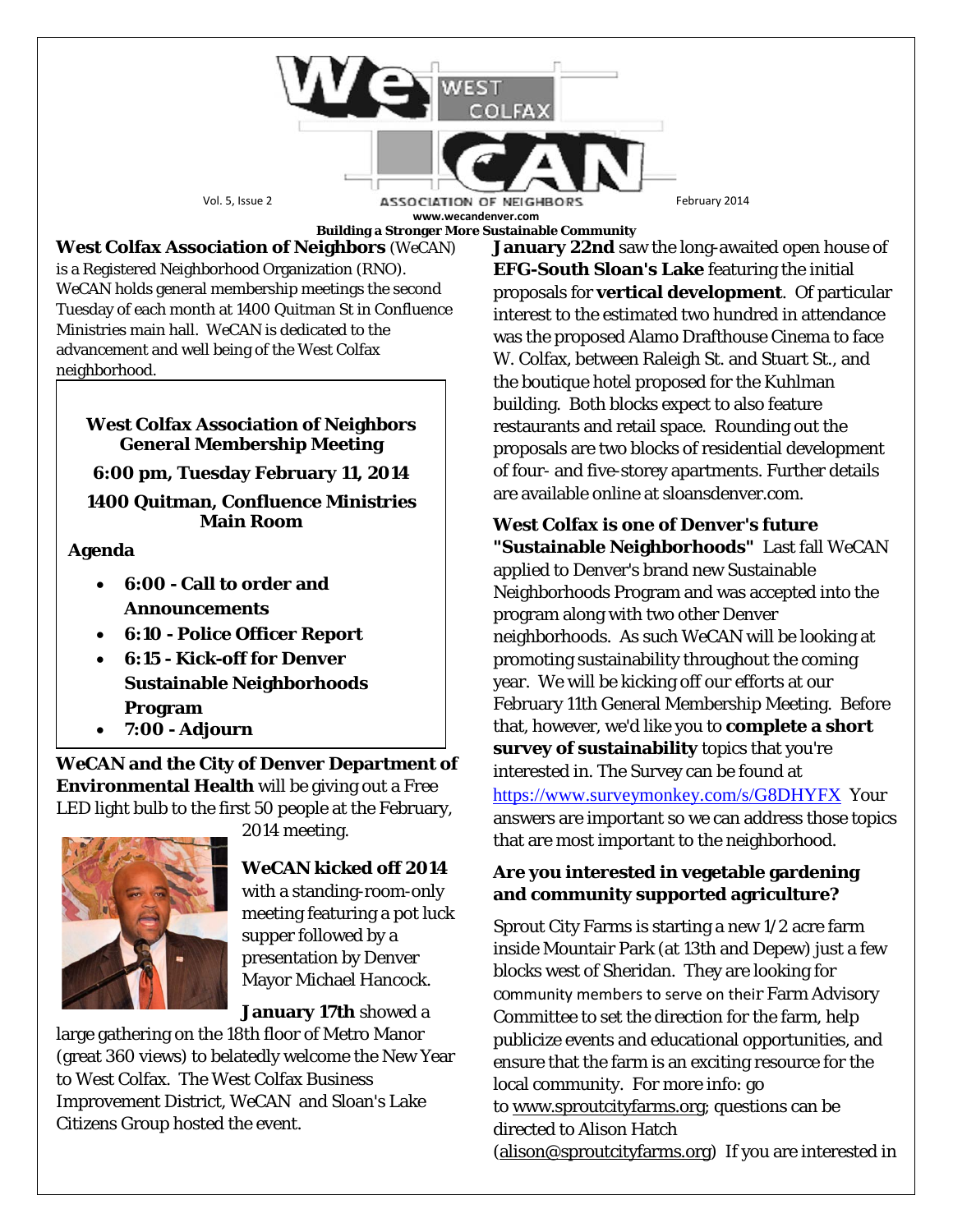# WeCAN — West Colfax Association of Neighbors

Vol. 5, Issue 2 — February 2014

www.wecandenver.com

**Building a Stronger More Sustainable Community**

**West Colfax Association of Neighbors** (WeCAN) is a Registered Neighborhood Organization (RNO). WeCAN holds general membership meetings the second Tuesday of each month at 1400 Quitman St in Confluence Ministries main hall. WeCAN is dedicated to the advancement and well being of the West Colfax neighborhood.

**West Colfax Association of Neighbors General Membership Meeting**

**6:00 pm, Tuesday February 11, 2014**

**1400 Quitman, Confluence Ministries Main Room**

**Agenda**

- **6:00 - Call to order and Announcements**
- **6:10 - Police Officer Report**
- **6:15 - Kick-off for Denver Sustainable Neighborhoods Program**
- **7:00 - Adjourn**

**WeCAN and the City of Denver Department of Environmental Health** will be giving out a Free LED light bulb to the first 50 people at the February, 2014 meeting.

**WeCAN kicked off 2014** with a standing-room-only meeting featuring a pot luck supper followed by a presentation by Denver Mayor Michael Hancock.

**January 17th** showed a large gathering on the 18th floor of Metro Manor (great 360 views) to belatedly welcome the New Year to West Colfax. The West Colfax Business Improvement District, WeCAN and Sloan's Lake Citizens Group hosted the event.

**January 22nd** saw the long-awaited open house of **EFG-South Sloan's Lake** featuring the initial proposals for **vertical development**. Of particular interest to the estimated two hundred in attendance was the proposed Alamo Drafthouse Cinema to face W. Colfax, between Raleigh St. and Stuart St., and the boutique hotel proposed for the Kuhlman building. Both blocks expect to also feature restaurants and retail space. Rounding out the proposals are two blocks of residential development of four- and five-storey apartments. Further details are available online at sloansdenver.com.

**West Colfax is one of Denver's future "Sustainable Neighborhoods"** Last fall WeCAN applied to Denver's brand new Sustainable Neighborhoods Program and was accepted into the program along with two other Denver neighborhoods. As such WeCAN will be looking at promoting sustainability throughout the coming year. We will be kicking off our efforts at our February 11th General Membership Meeting. Before that, however, we'd like you to **complete a short survey of sustainability** topics that you're interested in. The Survey can be found at https://www.surveymonkey.com/s/G8DHYFX Your answers are important so we can address those topics that are most important to the neighborhood.

**Are you interested in vegetable gardening and community supported agriculture?**

Sprout City Farms is starting a new 1/2 acre farm inside Mountain Park (at 13th and Depew) just a few blocks west of Sheridan. They are looking for community members to serve on their Farm Advisory Committee to set the direction for the farm, help publicize events and educational opportunities, and ensure that the farm is an exciting resource for the local community. For more info: go to www.sproutcityfarms.org; questions can be directed to Alison Hatch (alison@sproutcityfarms.org) If you are interested in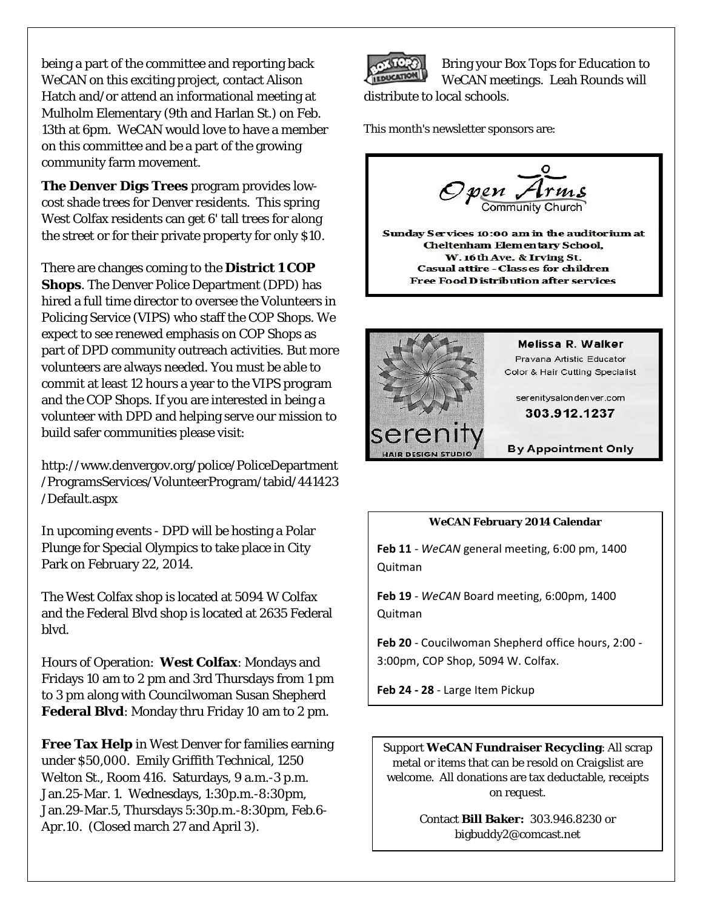being a part of the committee and reporting back WeCAN on this exciting project, contact Alison Hatch and/or attend an informational meeting at Mulholm Elementary (9th and Harlan St.) on Feb. 13th at 6pm. WeCAN would love to have a member on this committee and be a part of the growing community farm movement.

**The Denver Digs Trees** program provides low-cost shade trees for Denver residents. This spring West Colfax residents can get 6' tall trees for along the street or for their private property for only $10.

There are changes coming to the **District 1 COP Shops**. The Denver Police Department (DPD) has hired a full time director to oversee the Volunteers in Policing Service (VIPS) who staff the COP Shops. We expect to see renewed emphasis on COP Shops as part of DPD community outreach activities. But more volunteers are always needed. You must be able to commit at least 12 hours a year to the VIPS program and the COP Shops. If you are interested in being a volunteer with DPD and helping serve our mission to build safer communities please visit:

http://www.denvergov.org/police/PoliceDepartment/ProgramsServices/VolunteerProgram/tabid/441423/Default.aspx

In upcoming events - DPD will be hosting a Polar Plunge for Special Olympics to take place in City Park on February 22, 2014.

The West Colfax shop is located at 5094 W Colfax and the Federal Blvd shop is located at 2635 Federal blvd.

Hours of Operation: **West Colfax**: Mondays and Fridays 10 am to 2 pm and 3rd Thursdays from 1 pm to 3 pm along with Councilwoman Susan Shepherd **Federal Blvd**: Monday thru Friday 10 am to 2 pm.

**Free Tax Help** in West Denver for families earning under $50,000. Emily Griffith Technical, 1250 Welton St., Room 416. Saturdays, 9 a.m.-3 p.m. Jan.25-Mar. 1. Wednesdays, 1:30p.m.-8:30pm, Jan.29-Mar.5, Thursdays 5:30p.m.-8:30pm, Feb.6-Apr.10. (Closed march 27 and April 3).

BOX TOPS FOR EDUCATION

Bring your Box Tops for Education to WeCAN meetings. Leah Rounds will distribute to local schools.

This month's newsletter sponsors are:

Open Arms
Community Church

**Sunday Services 10:00 am in the auditorium at Cheltenham Elementary School, W. 16th Ave. & Irving St. Casual attire - Classes for children Free Food Distribution after services**

serenity
HAIR DESIGN STUDIO

**Melissa R. Walker**
Pravana Artistic Educator
Color & Hair Cutting Specialist

serenitysalondenver.com
**303.912.1237**

**By Appointment Only**

**WeCAN February 2014 Calendar**

**Feb 11** - *WeCAN* general meeting, 6:00 pm, 1400 Quitman

**Feb 19** - *WeCAN* Board meeting, 6:00pm, 1400 Quitman

**Feb 20** - Coucilwoman Shepherd office hours, 2:00 - 3:00pm, COP Shop, 5094 W. Colfax.

**Feb 24 - 28** - Large Item Pickup

Support **WeCAN Fundraiser Recycling**: All scrap metal or items that can be resold on Craigslist are welcome. All donations are tax deductable, receipts on request.

Contact **Bill Baker:** 303.946.8230 or bigbuddy2@comcast.net